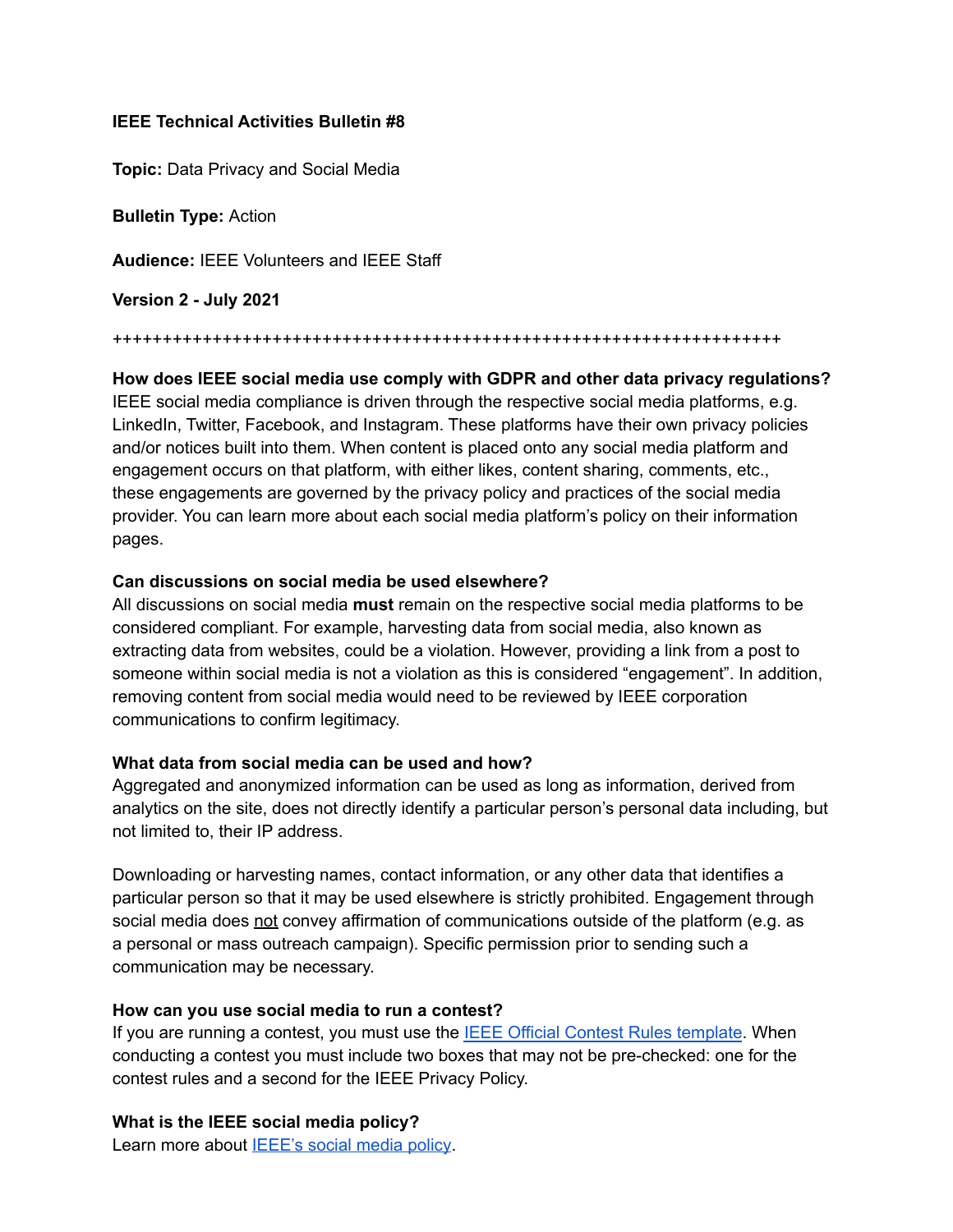**IEEE Technical Activities Bulletin #8**

**Topic:** Data Privacy and Social Media

**Bulletin Type:** Action

**Audience:** IEEE Volunteers and IEEE Staff

**Version 2 - July 2021**

++++++++++++++++++++++++++++++++++++++++++++++++++++++++++++++++++++++

**How does IEEE social media use comply with GDPR and other data privacy regulations?**
IEEE social media compliance is driven through the respective social media platforms, e.g. LinkedIn, Twitter, Facebook, and Instagram. These platforms have their own privacy policies and/or notices built into them. When content is placed onto any social media platform and engagement occurs on that platform, with either likes, content sharing, comments, etc., these engagements are governed by the privacy policy and practices of the social media provider. You can learn more about each social media platform's policy on their information pages.

**Can discussions on social media be used elsewhere?**
All discussions on social media **must** remain on the respective social media platforms to be considered compliant. For example, harvesting data from social media, also known as extracting data from websites, could be a violation. However, providing a link from a post to someone within social media is not a violation as this is considered "engagement". In addition, removing content from social media would need to be reviewed by IEEE corporation communications to confirm legitimacy.

**What data from social media can be used and how?**
Aggregated and anonymized information can be used as long as information, derived from analytics on the site, does not directly identify a particular person's personal data including, but not limited to, their IP address.

Downloading or harvesting names, contact information, or any other data that identifies a particular person so that it may be used elsewhere is strictly prohibited. Engagement through social media does <u>not</u> convey affirmation of communications outside of the platform (e.g. as a personal or mass outreach campaign). Specific permission prior to sending such a communication may be necessary.

**How can you use social media to run a contest?**
If you are running a contest, you must use the [IEEE Official Contest Rules template](). When conducting a contest you must include two boxes that may not be pre-checked: one for the contest rules and a second for the IEEE Privacy Policy.

**What is the IEEE social media policy?**
Learn more about [IEEE's social media policy]().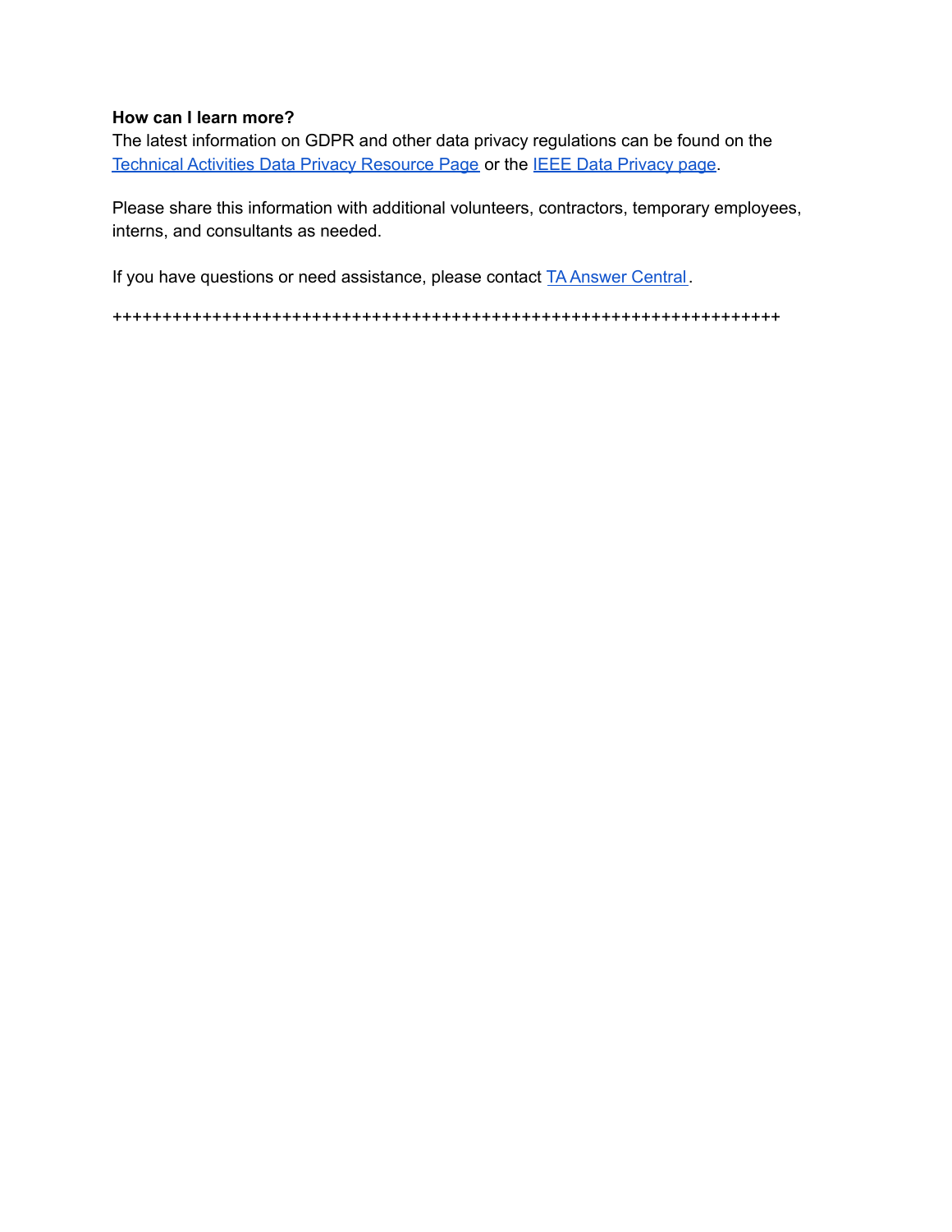**How can I learn more?**
The latest information on GDPR and other data privacy regulations can be found on the Technical Activities Data Privacy Resource Page or the IEEE Data Privacy page.

Please share this information with additional volunteers, contractors, temporary employees, interns, and consultants as needed.

If you have questions or need assistance, please contact TA Answer Central.

++++++++++++++++++++++++++++++++++++++++++++++++++++++++++++++++++++